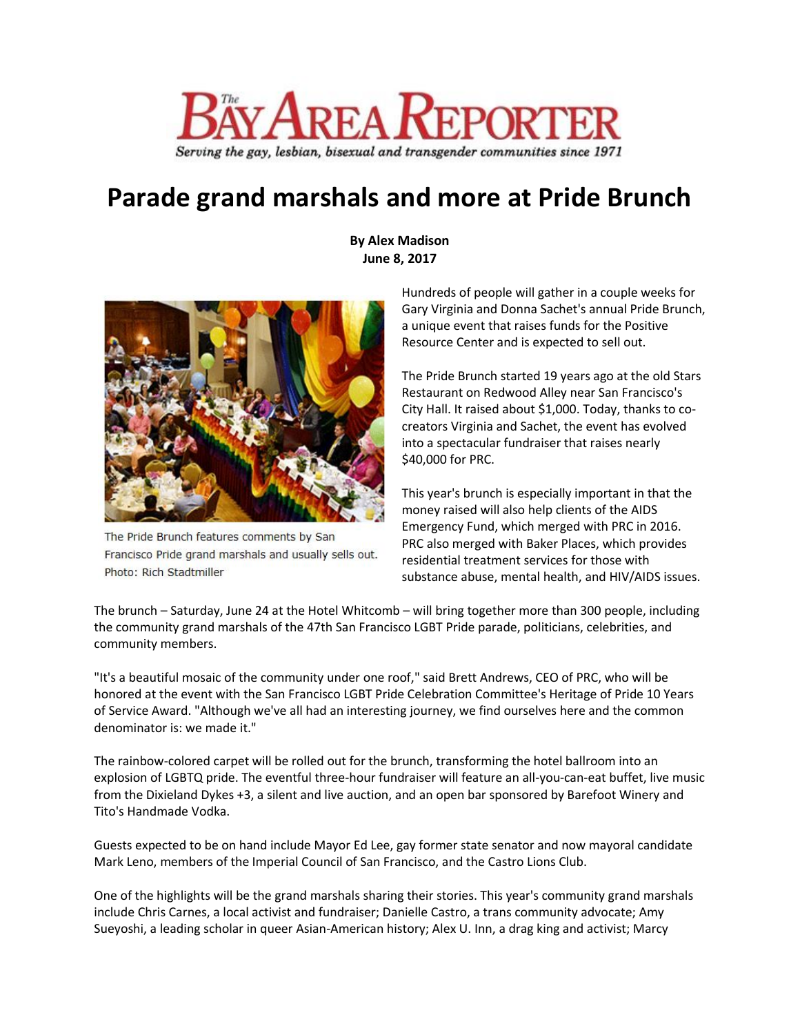# The Bay Area Reporter

*Serving the gay, lesbian, bisexual and transgender communities since 1971*

# Parade grand marshals and more at Pride Brunch

**By Alex Madison**
**June 8, 2017**

The Pride Brunch features comments by San Francisco Pride grand marshals and usually sells out. Photo: Rich Stadtmiller

Hundreds of people will gather in a couple weeks for Gary Virginia and Donna Sachet's annual Pride Brunch, a unique event that raises funds for the Positive Resource Center and is expected to sell out.

The Pride Brunch started 19 years ago at the old Stars Restaurant on Redwood Alley near San Francisco's City Hall. It raised about $1,000. Today, thanks to co-creators Virginia and Sachet, the event has evolved into a spectacular fundraiser that raises nearly $40,000 for PRC.

This year's brunch is especially important in that the money raised will also help clients of the AIDS Emergency Fund, which merged with PRC in 2016. PRC also merged with Baker Places, which provides residential treatment services for those with substance abuse, mental health, and HIV/AIDS issues.

The brunch – Saturday, June 24 at the Hotel Whitcomb – will bring together more than 300 people, including the community grand marshals of the 47th San Francisco LGBT Pride parade, politicians, celebrities, and community members.

"It's a beautiful mosaic of the community under one roof," said Brett Andrews, CEO of PRC, who will be honored at the event with the San Francisco LGBT Pride Celebration Committee's Heritage of Pride 10 Years of Service Award. "Although we've all had an interesting journey, we find ourselves here and the common denominator is: we made it."

The rainbow-colored carpet will be rolled out for the brunch, transforming the hotel ballroom into an explosion of LGBTQ pride. The eventful three-hour fundraiser will feature an all-you-can-eat buffet, live music from the Dixieland Dykes +3, a silent and live auction, and an open bar sponsored by Barefoot Winery and Tito's Handmade Vodka.

Guests expected to be on hand include Mayor Ed Lee, gay former state senator and now mayoral candidate Mark Leno, members of the Imperial Council of San Francisco, and the Castro Lions Club.

One of the highlights will be the grand marshals sharing their stories. This year's community grand marshals include Chris Carnes, a local activist and fundraiser; Danielle Castro, a trans community advocate; Amy Sueyoshi, a leading scholar in queer Asian-American history; Alex U. Inn, a drag king and activist; Marcy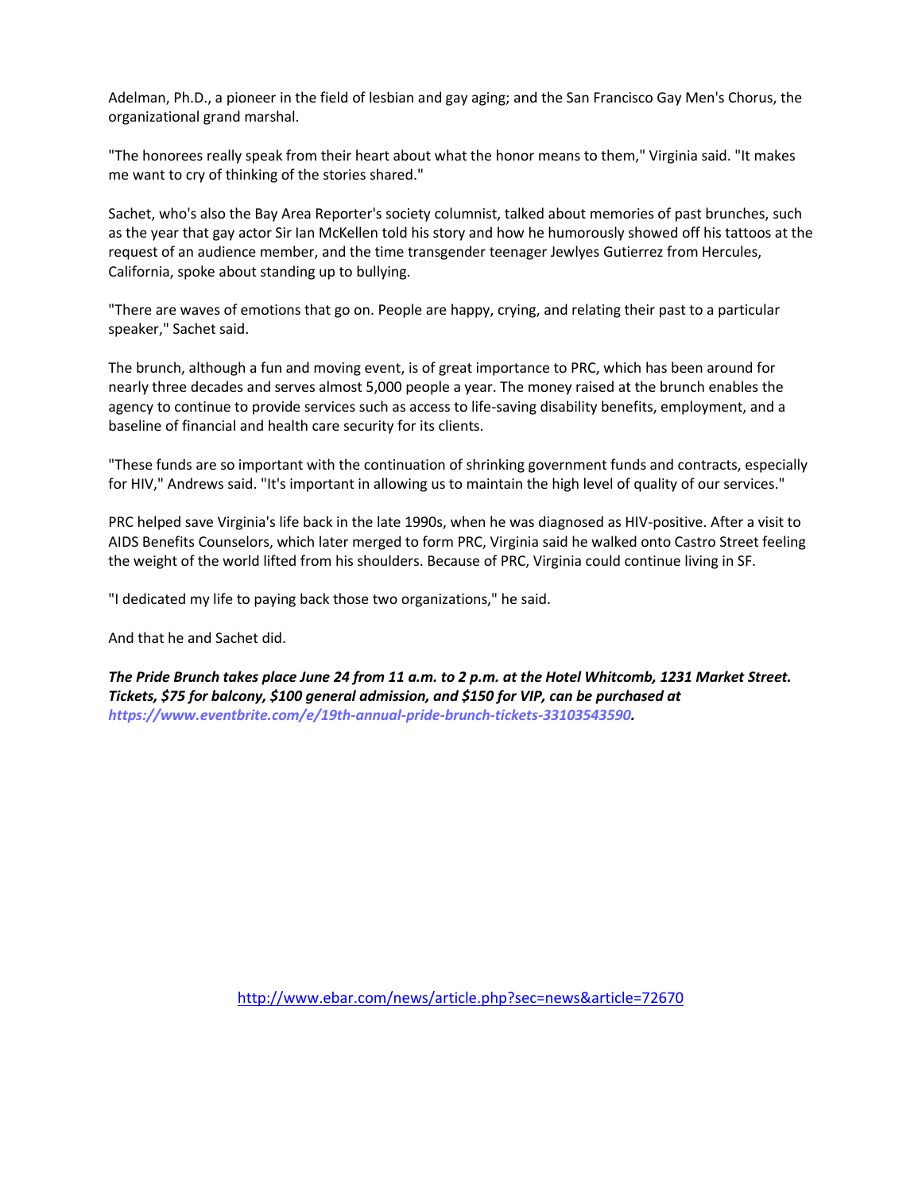Adelman, Ph.D., a pioneer in the field of lesbian and gay aging; and the San Francisco Gay Men's Chorus, the organizational grand marshal.

"The honorees really speak from their heart about what the honor means to them," Virginia said. "It makes me want to cry of thinking of the stories shared."

Sachet, who's also the Bay Area Reporter's society columnist, talked about memories of past brunches, such as the year that gay actor Sir Ian McKellen told his story and how he humorously showed off his tattoos at the request of an audience member, and the time transgender teenager Jewlyes Gutierrez from Hercules, California, spoke about standing up to bullying.

"There are waves of emotions that go on. People are happy, crying, and relating their past to a particular speaker," Sachet said.

The brunch, although a fun and moving event, is of great importance to PRC, which has been around for nearly three decades and serves almost 5,000 people a year. The money raised at the brunch enables the agency to continue to provide services such as access to life-saving disability benefits, employment, and a baseline of financial and health care security for its clients.

"These funds are so important with the continuation of shrinking government funds and contracts, especially for HIV," Andrews said. "It's important in allowing us to maintain the high level of quality of our services."

PRC helped save Virginia's life back in the late 1990s, when he was diagnosed as HIV-positive. After a visit to AIDS Benefits Counselors, which later merged to form PRC, Virginia said he walked onto Castro Street feeling the weight of the world lifted from his shoulders. Because of PRC, Virginia could continue living in SF.

"I dedicated my life to paying back those two organizations," he said.

And that he and Sachet did.

***The Pride Brunch takes place June 24 from 11 a.m. to 2 p.m. at the Hotel Whitcomb, 1231 Market Street. Tickets, $75 for balcony, $100 general admission, and $150 for VIP, can be purchased at https://www.eventbrite.com/e/19th-annual-pride-brunch-tickets-33103543590.***

http://www.ebar.com/news/article.php?sec=news&article=72670